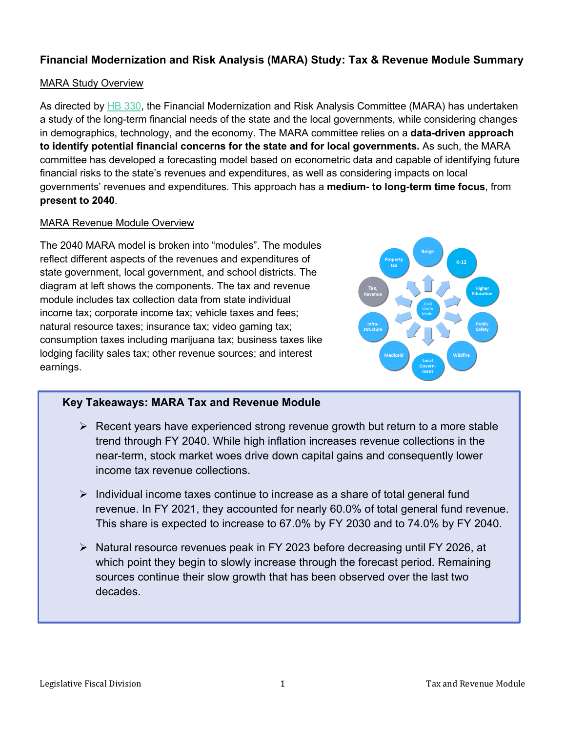# Financial Modernization and Risk Analysis (MARA) Study: Tax & Revenue Module Summary

## MARA Study Overview

As directed by HB 330, the Financial Modernization and Risk Analysis Committee (MARA) has undertaken a study of the long-term financial needs of the state and the local governments, while considering changes in demographics, technology, and the economy. The MARA committee relies on a **data-driven approach to identify potential financial concerns for the state and for local governments.** As such, the MARA committee has developed a forecasting model based on econometric data and capable of identifying future financial risks to the state's revenues and expenditures, as well as considering impacts on local governments' revenues and expenditures. This approach has a **medium- to long-term time focus**, from **present to 2040**.

## MARA Revenue Module Overview

The 2040 MARA model is broken into "modules". The modules reflect different aspects of the revenues and expenditures of state government, local government, and school districts. The diagram at left shows the components. The tax and revenue module includes tax collection data from state individual income tax; corporate income tax; vehicle taxes and fees; natural resource taxes; insurance tax; video gaming tax; consumption taxes including marijuana tax; business taxes like lodging facility sales tax; other revenue sources; and interest earnings.

### Key Takeaways: MARA Tax and Revenue Module

- Recent years have experienced strong revenue growth but return to a more stable trend through FY 2040. While high inflation increases revenue collections in the near-term, stock market woes drive down capital gains and consequently lower income tax revenue collections.
- Individual income taxes continue to increase as a share of total general fund revenue. In FY 2021, they accounted for nearly 60.0% of total general fund revenue. This share is expected to increase to 67.0% by FY 2030 and to 74.0% by FY 2040.
- Natural resource revenues peak in FY 2023 before decreasing until FY 2026, at which point they begin to slowly increase through the forecast period. Remaining sources continue their slow growth that has been observed over the last two decades.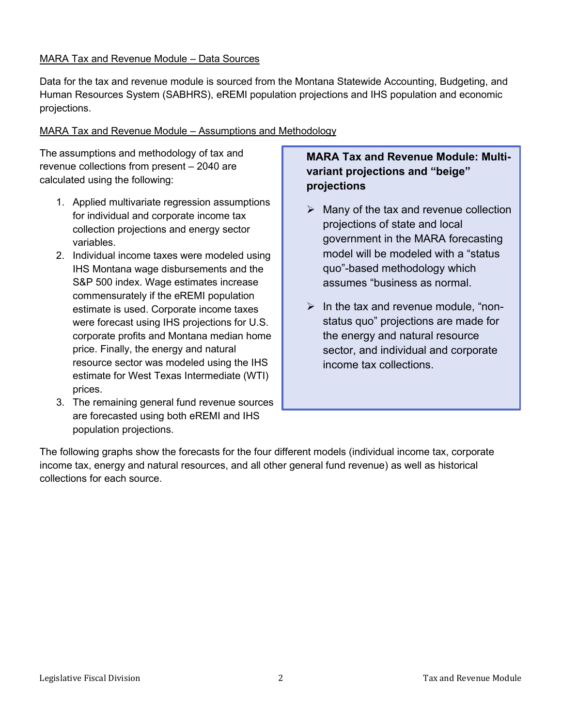MARA Tax and Revenue Module – Data Sources

Data for the tax and revenue module is sourced from the Montana Statewide Accounting, Budgeting, and Human Resources System (SABHRS), eREMI population projections and IHS population and economic projections.

MARA Tax and Revenue Module – Assumptions and Methodology

The assumptions and methodology of tax and revenue collections from present – 2040 are calculated using the following:

1. Applied multivariate regression assumptions for individual and corporate income tax collection projections and energy sector variables.
2. Individual income taxes were modeled using IHS Montana wage disbursements and the S&P 500 index. Wage estimates increase commensurately if the eREMI population estimate is used. Corporate income taxes were forecast using IHS projections for U.S. corporate profits and Montana median home price. Finally, the energy and natural resource sector was modeled using the IHS estimate for West Texas Intermediate (WTI) prices.
3. The remaining general fund revenue sources are forecasted using both eREMI and IHS population projections.

**MARA Tax and Revenue Module: Multi-variant projections and "beige" projections**

- Many of the tax and revenue collection projections of state and local government in the MARA forecasting model will be modeled with a "status quo"-based methodology which assumes "business as normal.
- In the tax and revenue module, "non-status quo" projections are made for the energy and natural resource sector, and individual and corporate income tax collections.

The following graphs show the forecasts for the four different models (individual income tax, corporate income tax, energy and natural resources, and all other general fund revenue) as well as historical collections for each source.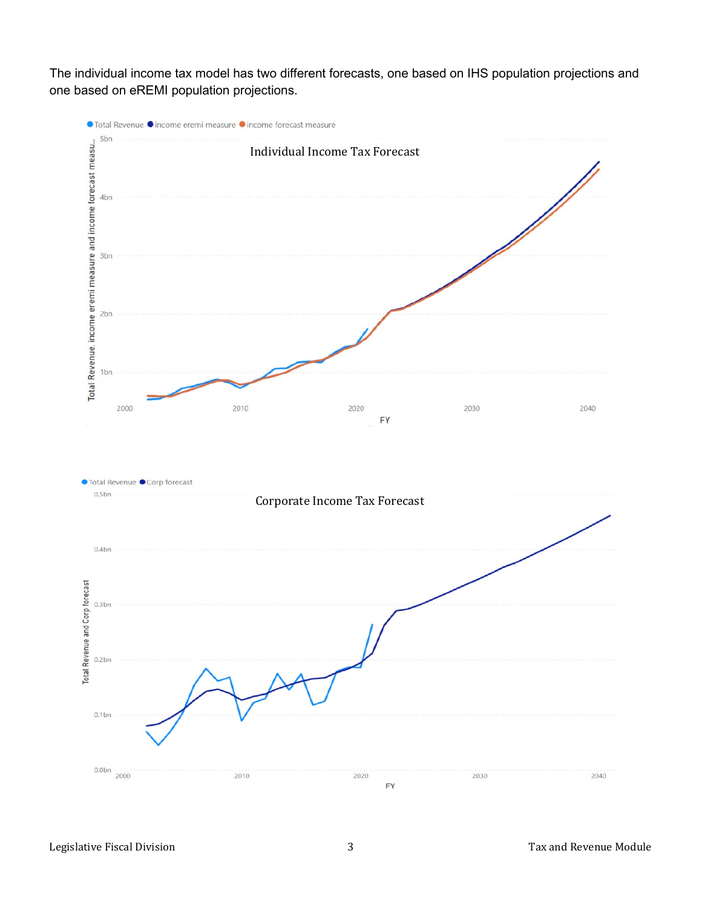The individual income tax model has two different forecasts, one based on IHS population projections and one based on eREMI population projections.

Individual Income Tax Forecast

Corporate Income Tax Forecast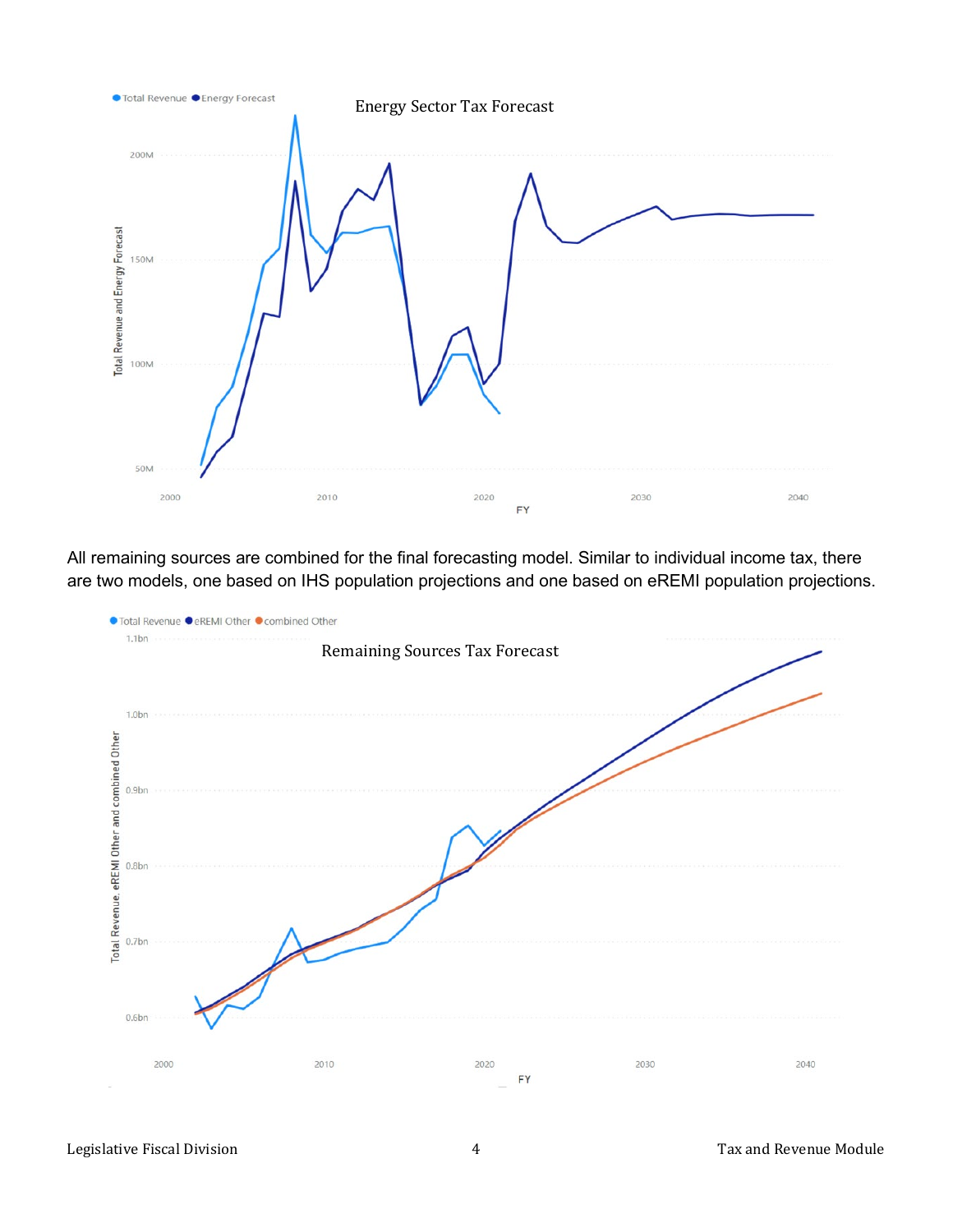Energy Sector Tax Forecast

All remaining sources are combined for the final forecasting model. Similar to individual income tax, there are two models, one based on IHS population projections and one based on eREMI population projections.

Remaining Sources Tax Forecast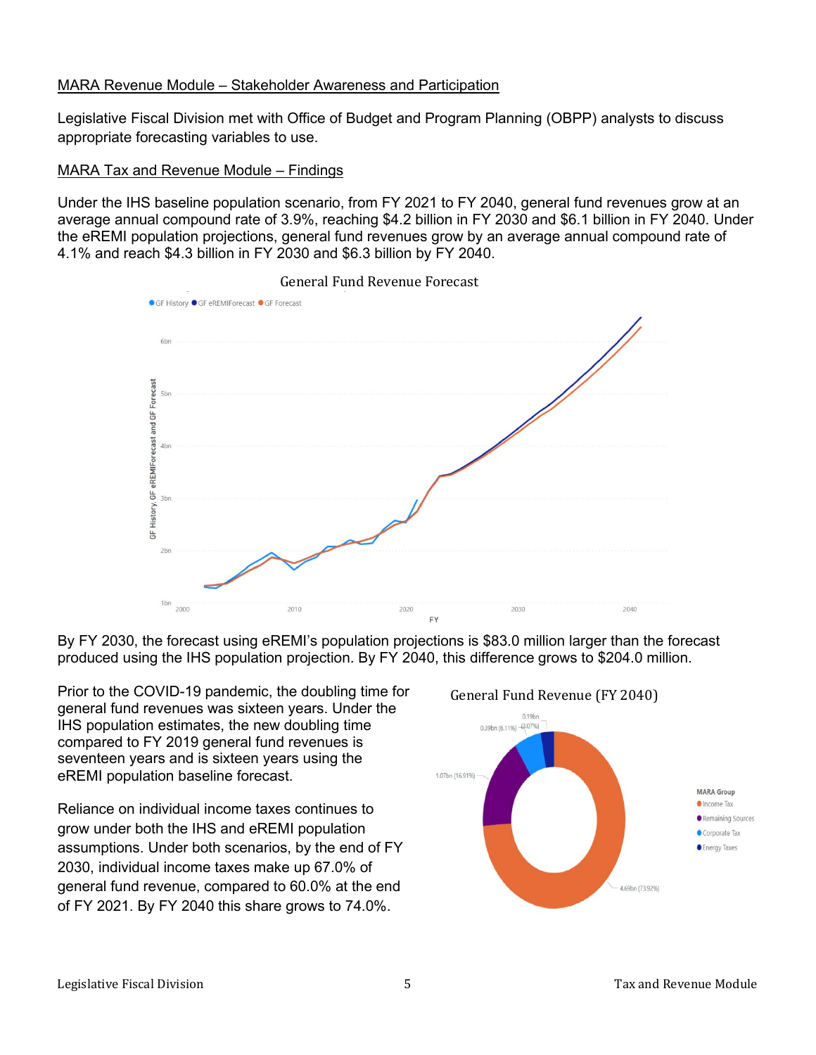MARA Revenue Module – Stakeholder Awareness and Participation

Legislative Fiscal Division met with Office of Budget and Program Planning (OBPP) analysts to discuss appropriate forecasting variables to use.

MARA Tax and Revenue Module – Findings

Under the IHS baseline population scenario, from FY 2021 to FY 2040, general fund revenues grow at an average annual compound rate of 3.9%, reaching $4.2 billion in FY 2030 and $6.1 billion in FY 2040. Under the eREMI population projections, general fund revenues grow by an average annual compound rate of 4.1% and reach $4.3 billion in FY 2030 and $6.3 billion by FY 2040.

General Fund Revenue Forecast

By FY 2030, the forecast using eREMI's population projections is $83.0 million larger than the forecast produced using the IHS population projection. By FY 2040, this difference grows to $204.0 million.

Prior to the COVID-19 pandemic, the doubling time for general fund revenues was sixteen years. Under the IHS population estimates, the new doubling time compared to FY 2019 general fund revenues is seventeen years and is sixteen years using the eREMI population baseline forecast.

Reliance on individual income taxes continues to grow under both the IHS and eREMI population assumptions. Under both scenarios, by the end of FY 2030, individual income taxes make up 67.0% of general fund revenue, compared to 60.0% at the end of FY 2021. By FY 2040 this share grows to 74.0%.

General Fund Revenue (FY 2040)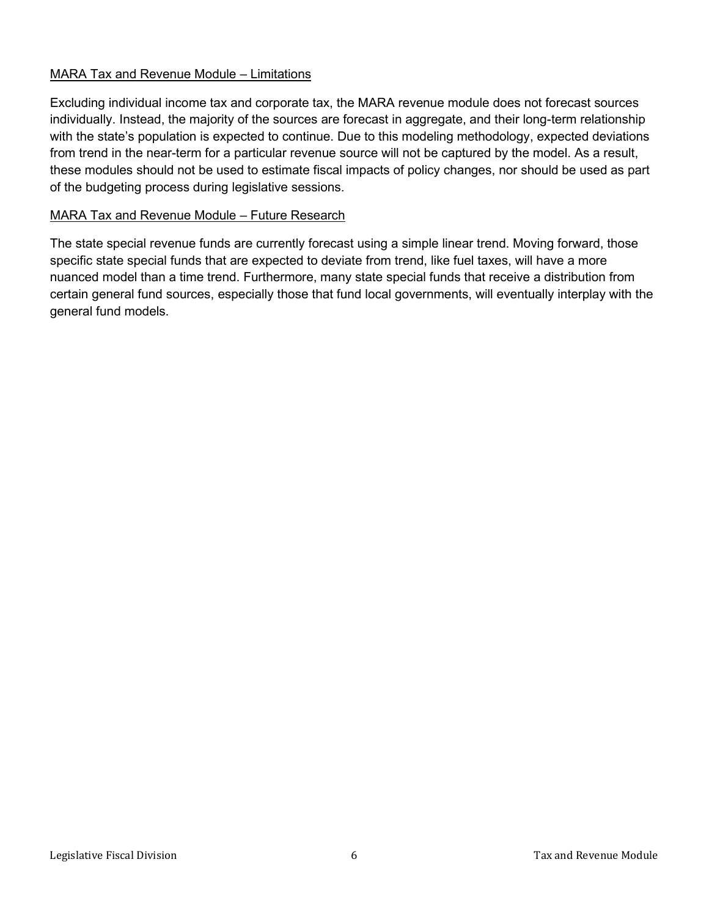## MARA Tax and Revenue Module – Limitations

Excluding individual income tax and corporate tax, the MARA revenue module does not forecast sources individually. Instead, the majority of the sources are forecast in aggregate, and their long-term relationship with the state's population is expected to continue. Due to this modeling methodology, expected deviations from trend in the near-term for a particular revenue source will not be captured by the model. As a result, these modules should not be used to estimate fiscal impacts of policy changes, nor should be used as part of the budgeting process during legislative sessions.

## MARA Tax and Revenue Module – Future Research

The state special revenue funds are currently forecast using a simple linear trend. Moving forward, those specific state special funds that are expected to deviate from trend, like fuel taxes, will have a more nuanced model than a time trend. Furthermore, many state special funds that receive a distribution from certain general fund sources, especially those that fund local governments, will eventually interplay with the general fund models.